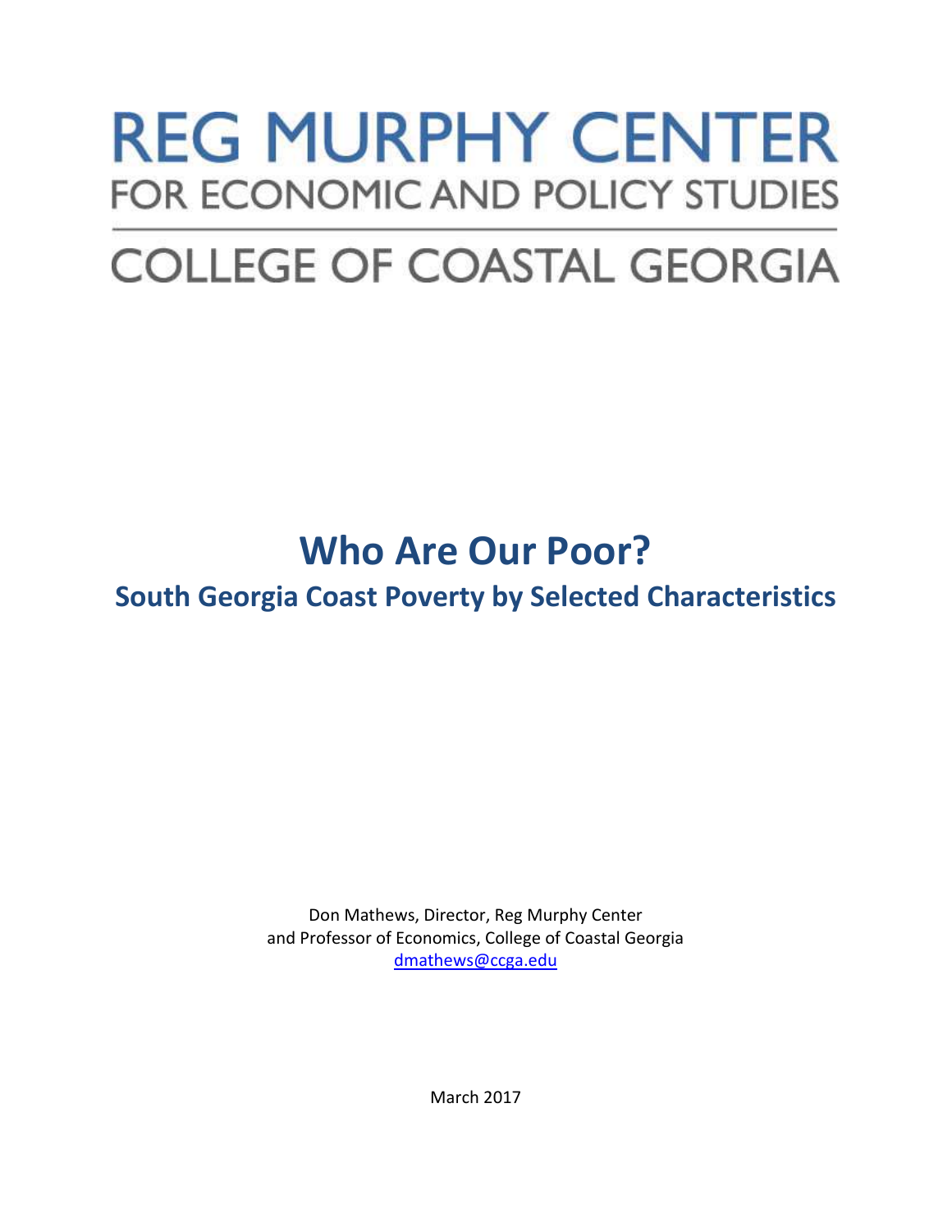# REG MURPHY CENTER

FOR ECONOMIC AND POLICY STUDIES

COLLEGE OF COASTAL GEORGIA

# Who Are Our Poor?

## South Georgia Coast Poverty by Selected Characteristics

Don Mathews, Director, Reg Murphy Center
and Professor of Economics, College of Coastal Georgia
dmathews@ccga.edu

March 2017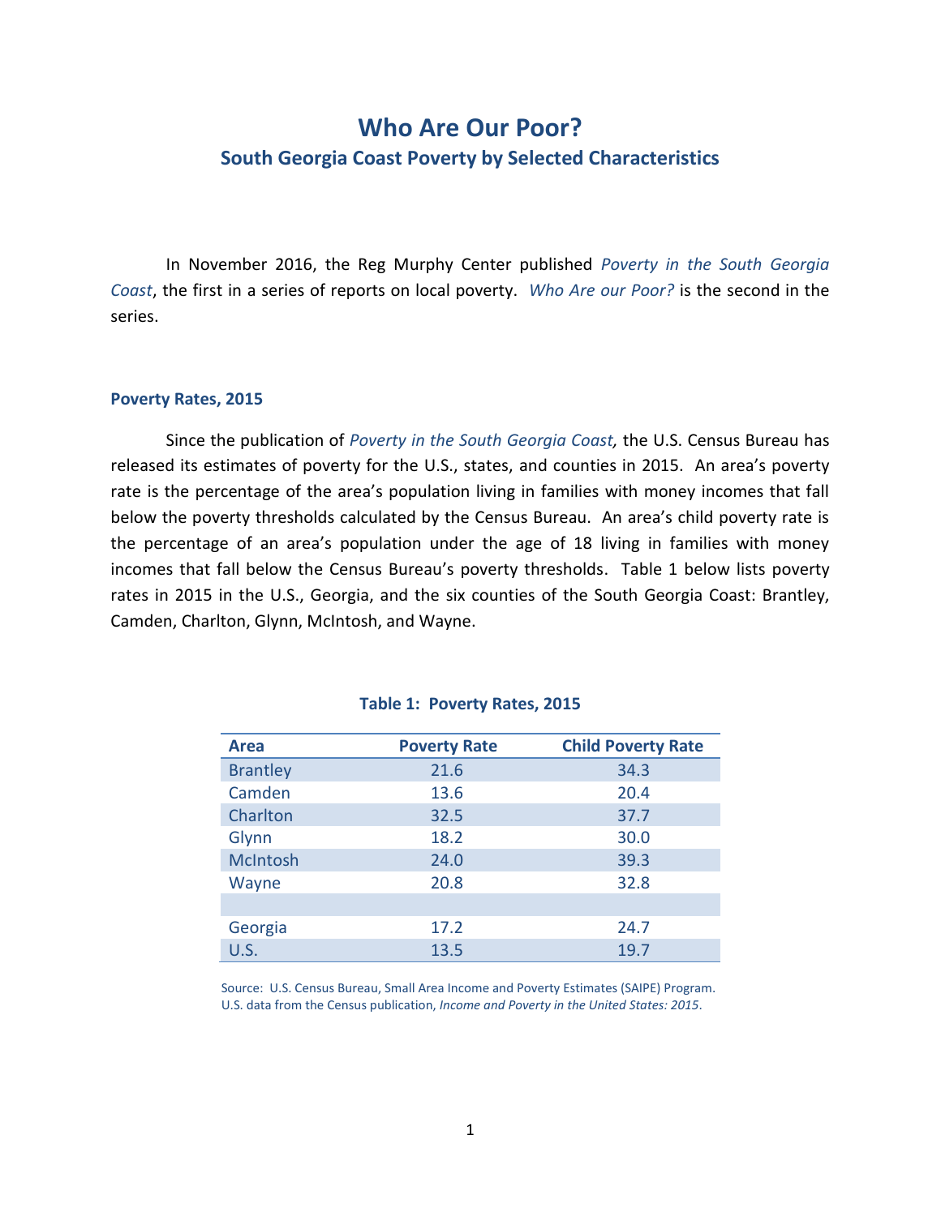# Who Are Our Poor?

## South Georgia Coast Poverty by Selected Characteristics

In November 2016, the Reg Murphy Center published *Poverty in the South Georgia Coast*, the first in a series of reports on local poverty. *Who Are our Poor?* is the second in the series.

### Poverty Rates, 2015

Since the publication of *Poverty in the South Georgia Coast,* the U.S. Census Bureau has released its estimates of poverty for the U.S., states, and counties in 2015. An area's poverty rate is the percentage of the area's population living in families with money incomes that fall below the poverty thresholds calculated by the Census Bureau. An area's child poverty rate is the percentage of an area's population under the age of 18 living in families with money incomes that fall below the Census Bureau's poverty thresholds. Table 1 below lists poverty rates in 2015 in the U.S., Georgia, and the six counties of the South Georgia Coast: Brantley, Camden, Charlton, Glynn, McIntosh, and Wayne.

**Table 1: Poverty Rates, 2015**

| Area | Poverty Rate | Child Poverty Rate |
|---|---|---|
| Brantley | 21.6 | 34.3 |
| Camden | 13.6 | 20.4 |
| Charlton | 32.5 | 37.7 |
| Glynn | 18.2 | 30.0 |
| McIntosh | 24.0 | 39.3 |
| Wayne | 20.8 | 32.8 |
| | | |
| Georgia | 17.2 | 24.7 |
| U.S. | 13.5 | 19.7 |

Source: U.S. Census Bureau, Small Area Income and Poverty Estimates (SAIPE) Program. U.S. data from the Census publication, *Income and Poverty in the United States: 2015*.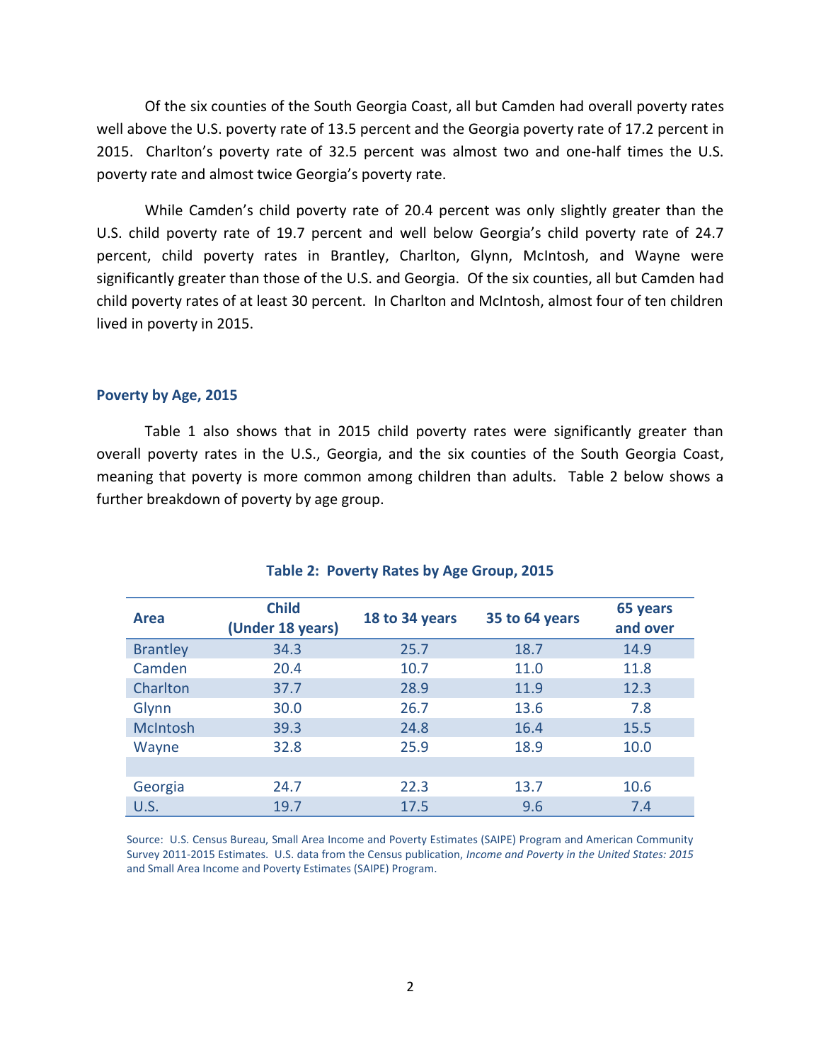Of the six counties of the South Georgia Coast, all but Camden had overall poverty rates well above the U.S. poverty rate of 13.5 percent and the Georgia poverty rate of 17.2 percent in 2015. Charlton's poverty rate of 32.5 percent was almost two and one-half times the U.S. poverty rate and almost twice Georgia's poverty rate.

While Camden's child poverty rate of 20.4 percent was only slightly greater than the U.S. child poverty rate of 19.7 percent and well below Georgia's child poverty rate of 24.7 percent, child poverty rates in Brantley, Charlton, Glynn, McIntosh, and Wayne were significantly greater than those of the U.S. and Georgia. Of the six counties, all but Camden had child poverty rates of at least 30 percent. In Charlton and McIntosh, almost four of ten children lived in poverty in 2015.

### Poverty by Age, 2015

Table 1 also shows that in 2015 child poverty rates were significantly greater than overall poverty rates in the U.S., Georgia, and the six counties of the South Georgia Coast, meaning that poverty is more common among children than adults. Table 2 below shows a further breakdown of poverty by age group.

**Table 2: Poverty Rates by Age Group, 2015**

| Area | Child (Under 18 years) | 18 to 34 years | 35 to 64 years | 65 years and over |
|---|---|---|---|---|
| Brantley | 34.3 | 25.7 | 18.7 | 14.9 |
| Camden | 20.4 | 10.7 | 11.0 | 11.8 |
| Charlton | 37.7 | 28.9 | 11.9 | 12.3 |
| Glynn | 30.0 | 26.7 | 13.6 | 7.8 |
| McIntosh | 39.3 | 24.8 | 16.4 | 15.5 |
| Wayne | 32.8 | 25.9 | 18.9 | 10.0 |
| | | | | |
| Georgia | 24.7 | 22.3 | 13.7 | 10.6 |
| U.S. | 19.7 | 17.5 | 9.6 | 7.4 |

Source: U.S. Census Bureau, Small Area Income and Poverty Estimates (SAIPE) Program and American Community Survey 2011-2015 Estimates. U.S. data from the Census publication, *Income and Poverty in the United States: 2015* and Small Area Income and Poverty Estimates (SAIPE) Program.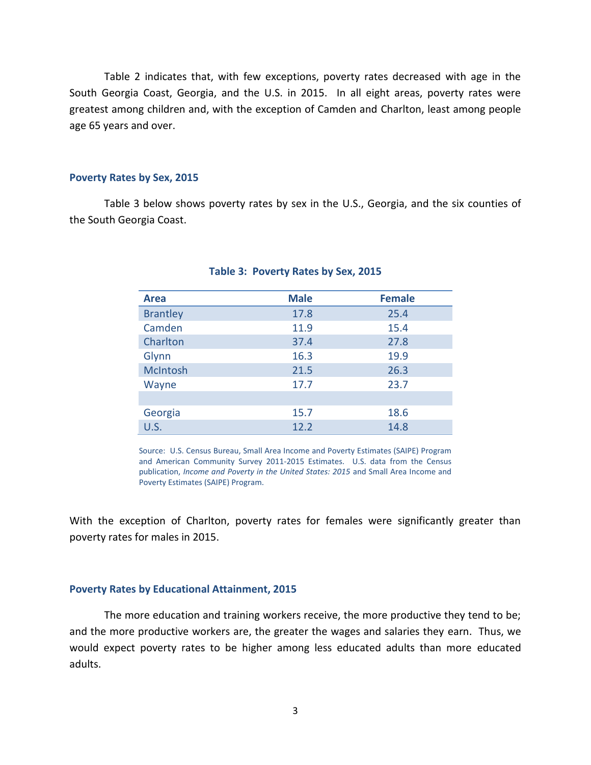Table 2 indicates that, with few exceptions, poverty rates decreased with age in the South Georgia Coast, Georgia, and the U.S. in 2015. In all eight areas, poverty rates were greatest among children and, with the exception of Camden and Charlton, least among people age 65 years and over.

### Poverty Rates by Sex, 2015

Table 3 below shows poverty rates by sex in the U.S., Georgia, and the six counties of the South Georgia Coast.

**Table 3: Poverty Rates by Sex, 2015**

| Area | Male | Female |
|---|---|---|
| Brantley | 17.8 | 25.4 |
| Camden | 11.9 | 15.4 |
| Charlton | 37.4 | 27.8 |
| Glynn | 16.3 | 19.9 |
| McIntosh | 21.5 | 26.3 |
| Wayne | 17.7 | 23.7 |
| | | |
| Georgia | 15.7 | 18.6 |
| U.S. | 12.2 | 14.8 |

Source: U.S. Census Bureau, Small Area Income and Poverty Estimates (SAIPE) Program and American Community Survey 2011-2015 Estimates. U.S. data from the Census publication, *Income and Poverty in the United States: 2015* and Small Area Income and Poverty Estimates (SAIPE) Program.

With the exception of Charlton, poverty rates for females were significantly greater than poverty rates for males in 2015.

### Poverty Rates by Educational Attainment, 2015

The more education and training workers receive, the more productive they tend to be; and the more productive workers are, the greater the wages and salaries they earn. Thus, we would expect poverty rates to be higher among less educated adults than more educated adults.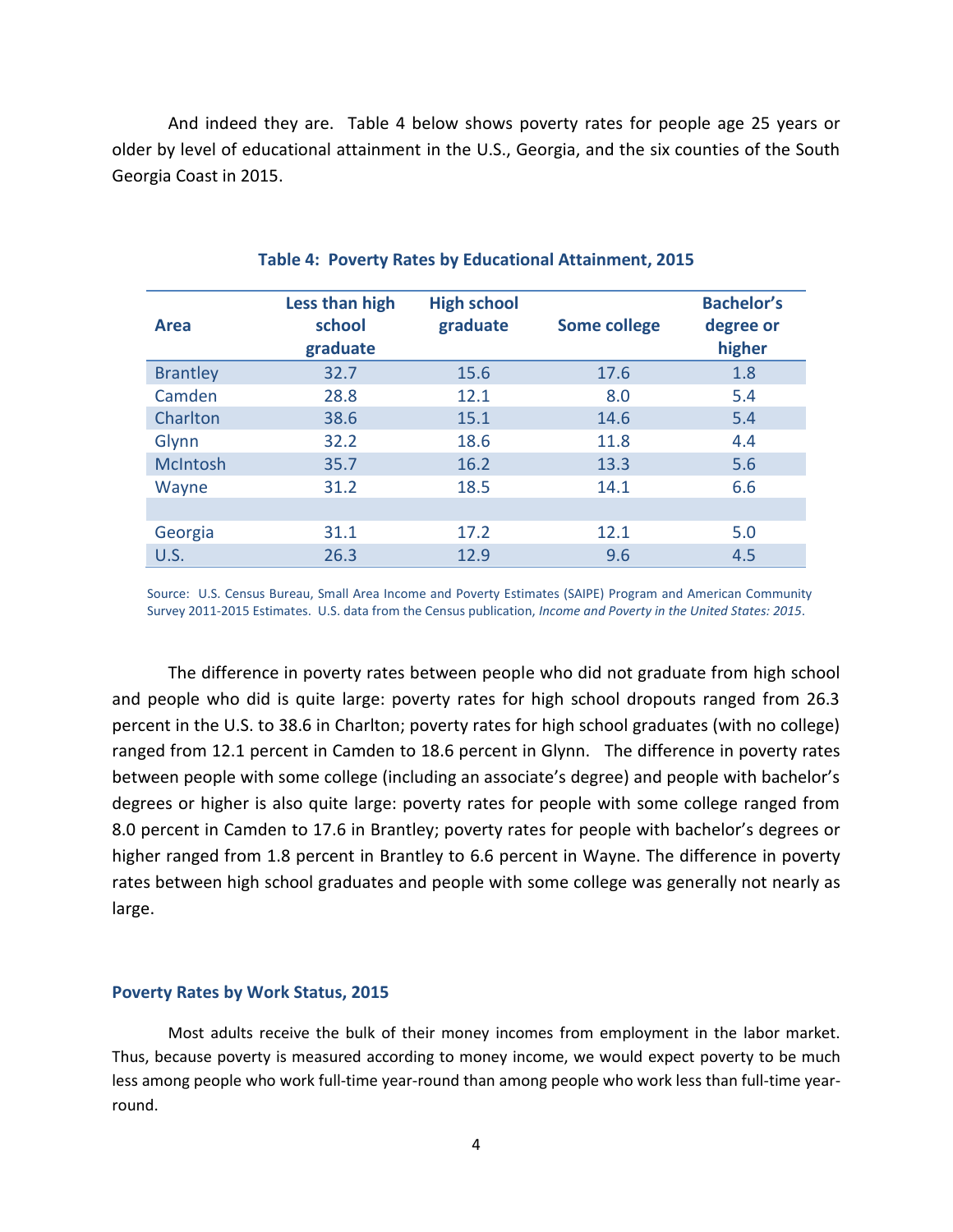And indeed they are. Table 4 below shows poverty rates for people age 25 years or older by level of educational attainment in the U.S., Georgia, and the six counties of the South Georgia Coast in 2015.

**Table 4: Poverty Rates by Educational Attainment, 2015**

| Area | Less than high school graduate | High school graduate | Some college | Bachelor's degree or higher |
|---|---|---|---|---|
| Brantley | 32.7 | 15.6 | 17.6 | 1.8 |
| Camden | 28.8 | 12.1 | 8.0 | 5.4 |
| Charlton | 38.6 | 15.1 | 14.6 | 5.4 |
| Glynn | 32.2 | 18.6 | 11.8 | 4.4 |
| McIntosh | 35.7 | 16.2 | 13.3 | 5.6 |
| Wayne | 31.2 | 18.5 | 14.1 | 6.6 |
| | | | | |
| Georgia | 31.1 | 17.2 | 12.1 | 5.0 |
| U.S. | 26.3 | 12.9 | 9.6 | 4.5 |

Source: U.S. Census Bureau, Small Area Income and Poverty Estimates (SAIPE) Program and American Community Survey 2011-2015 Estimates. U.S. data from the Census publication, *Income and Poverty in the United States: 2015*.

The difference in poverty rates between people who did not graduate from high school and people who did is quite large: poverty rates for high school dropouts ranged from 26.3 percent in the U.S. to 38.6 in Charlton; poverty rates for high school graduates (with no college) ranged from 12.1 percent in Camden to 18.6 percent in Glynn. The difference in poverty rates between people with some college (including an associate's degree) and people with bachelor's degrees or higher is also quite large: poverty rates for people with some college ranged from 8.0 percent in Camden to 17.6 in Brantley; poverty rates for people with bachelor's degrees or higher ranged from 1.8 percent in Brantley to 6.6 percent in Wayne. The difference in poverty rates between high school graduates and people with some college was generally not nearly as large.

### Poverty Rates by Work Status, 2015

Most adults receive the bulk of their money incomes from employment in the labor market. Thus, because poverty is measured according to money income, we would expect poverty to be much less among people who work full-time year-round than among people who work less than full-time year-round.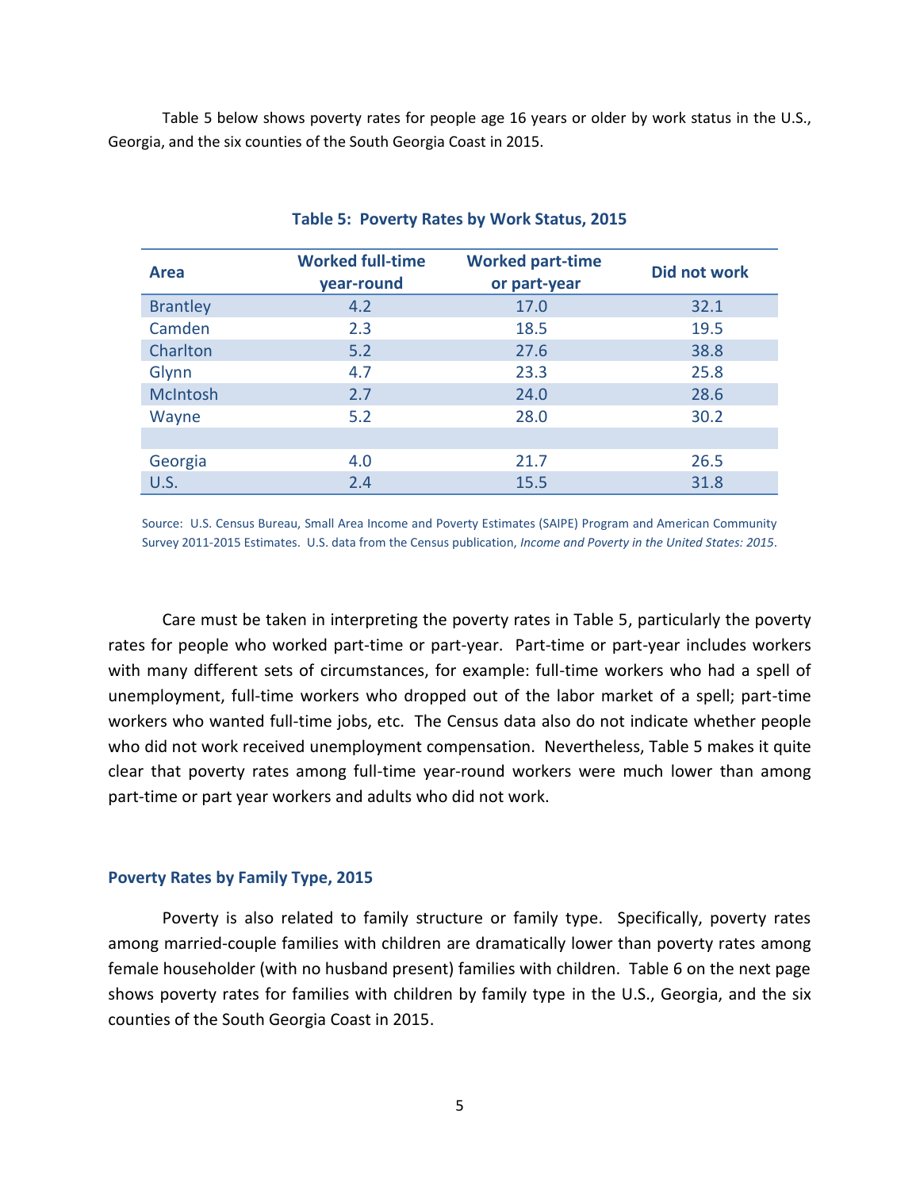Table 5 below shows poverty rates for people age 16 years or older by work status in the U.S., Georgia, and the six counties of the South Georgia Coast in 2015.

**Table 5: Poverty Rates by Work Status, 2015**

| Area | Worked full-time year-round | Worked part-time or part-year | Did not work |
|---|---|---|---|
| Brantley | 4.2 | 17.0 | 32.1 |
| Camden | 2.3 | 18.5 | 19.5 |
| Charlton | 5.2 | 27.6 | 38.8 |
| Glynn | 4.7 | 23.3 | 25.8 |
| McIntosh | 2.7 | 24.0 | 28.6 |
| Wayne | 5.2 | 28.0 | 30.2 |
| | | | |
| Georgia | 4.0 | 21.7 | 26.5 |
| U.S. | 2.4 | 15.5 | 31.8 |

Source: U.S. Census Bureau, Small Area Income and Poverty Estimates (SAIPE) Program and American Community Survey 2011-2015 Estimates. U.S. data from the Census publication, *Income and Poverty in the United States: 2015*.

Care must be taken in interpreting the poverty rates in Table 5, particularly the poverty rates for people who worked part-time or part-year. Part-time or part-year includes workers with many different sets of circumstances, for example: full-time workers who had a spell of unemployment, full-time workers who dropped out of the labor market of a spell; part-time workers who wanted full-time jobs, etc. The Census data also do not indicate whether people who did not work received unemployment compensation. Nevertheless, Table 5 makes it quite clear that poverty rates among full-time year-round workers were much lower than among part-time or part year workers and adults who did not work.

### Poverty Rates by Family Type, 2015

Poverty is also related to family structure or family type. Specifically, poverty rates among married-couple families with children are dramatically lower than poverty rates among female householder (with no husband present) families with children. Table 6 on the next page shows poverty rates for families with children by family type in the U.S., Georgia, and the six counties of the South Georgia Coast in 2015.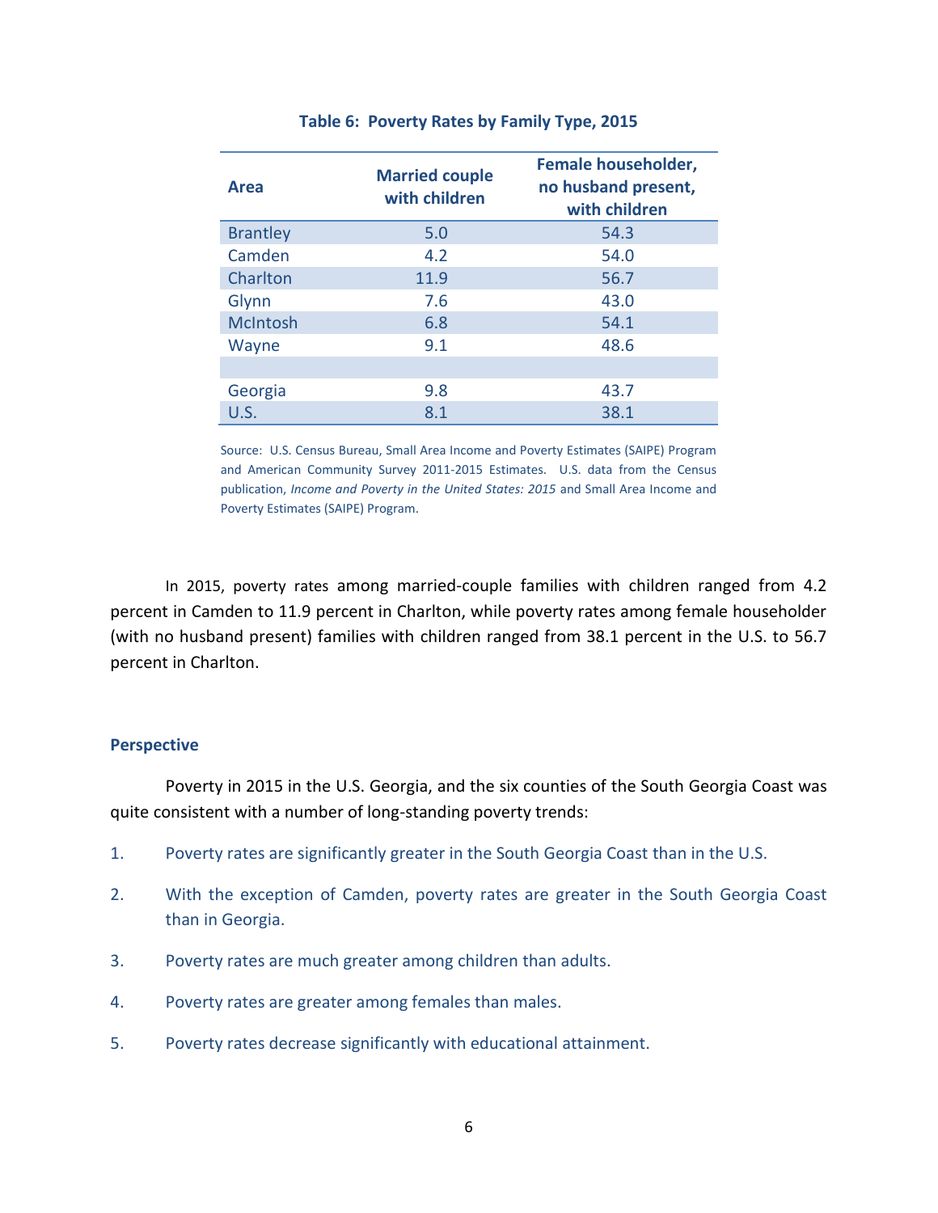**Table 6: Poverty Rates by Family Type, 2015**

| Area | Married couple with children | Female householder, no husband present, with children |
|---|---|---|
| Brantley | 5.0 | 54.3 |
| Camden | 4.2 | 54.0 |
| Charlton | 11.9 | 56.7 |
| Glynn | 7.6 | 43.0 |
| McIntosh | 6.8 | 54.1 |
| Wayne | 9.1 | 48.6 |
| | | |
| Georgia | 9.8 | 43.7 |
| U.S. | 8.1 | 38.1 |

Source: U.S. Census Bureau, Small Area Income and Poverty Estimates (SAIPE) Program and American Community Survey 2011-2015 Estimates. U.S. data from the Census publication, *Income and Poverty in the United States: 2015* and Small Area Income and Poverty Estimates (SAIPE) Program.

In 2015, poverty rates among married-couple families with children ranged from 4.2 percent in Camden to 11.9 percent in Charlton, while poverty rates among female householder (with no husband present) families with children ranged from 38.1 percent in the U.S. to 56.7 percent in Charlton.

### Perspective

Poverty in 2015 in the U.S. Georgia, and the six counties of the South Georgia Coast was quite consistent with a number of long-standing poverty trends:

1. Poverty rates are significantly greater in the South Georgia Coast than in the U.S.
2. With the exception of Camden, poverty rates are greater in the South Georgia Coast than in Georgia.
3. Poverty rates are much greater among children than adults.
4. Poverty rates are greater among females than males.
5. Poverty rates decrease significantly with educational attainment.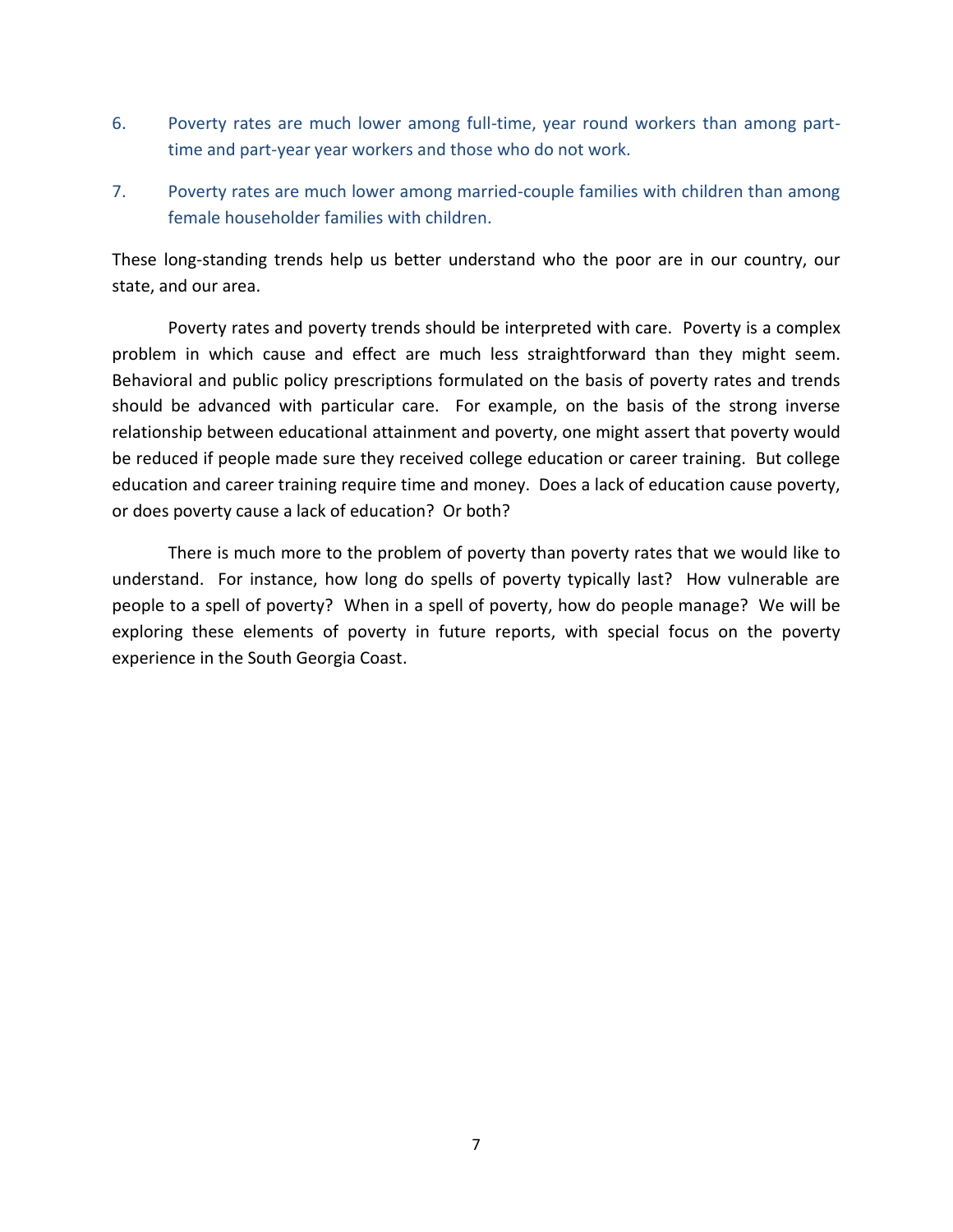6. Poverty rates are much lower among full-time, year round workers than among part-time and part-year year workers and those who do not work.

7. Poverty rates are much lower among married-couple families with children than among female householder families with children.

These long-standing trends help us better understand who the poor are in our country, our state, and our area.

Poverty rates and poverty trends should be interpreted with care. Poverty is a complex problem in which cause and effect are much less straightforward than they might seem. Behavioral and public policy prescriptions formulated on the basis of poverty rates and trends should be advanced with particular care. For example, on the basis of the strong inverse relationship between educational attainment and poverty, one might assert that poverty would be reduced if people made sure they received college education or career training. But college education and career training require time and money. Does a lack of education cause poverty, or does poverty cause a lack of education? Or both?

There is much more to the problem of poverty than poverty rates that we would like to understand. For instance, how long do spells of poverty typically last? How vulnerable are people to a spell of poverty? When in a spell of poverty, how do people manage? We will be exploring these elements of poverty in future reports, with special focus on the poverty experience in the South Georgia Coast.